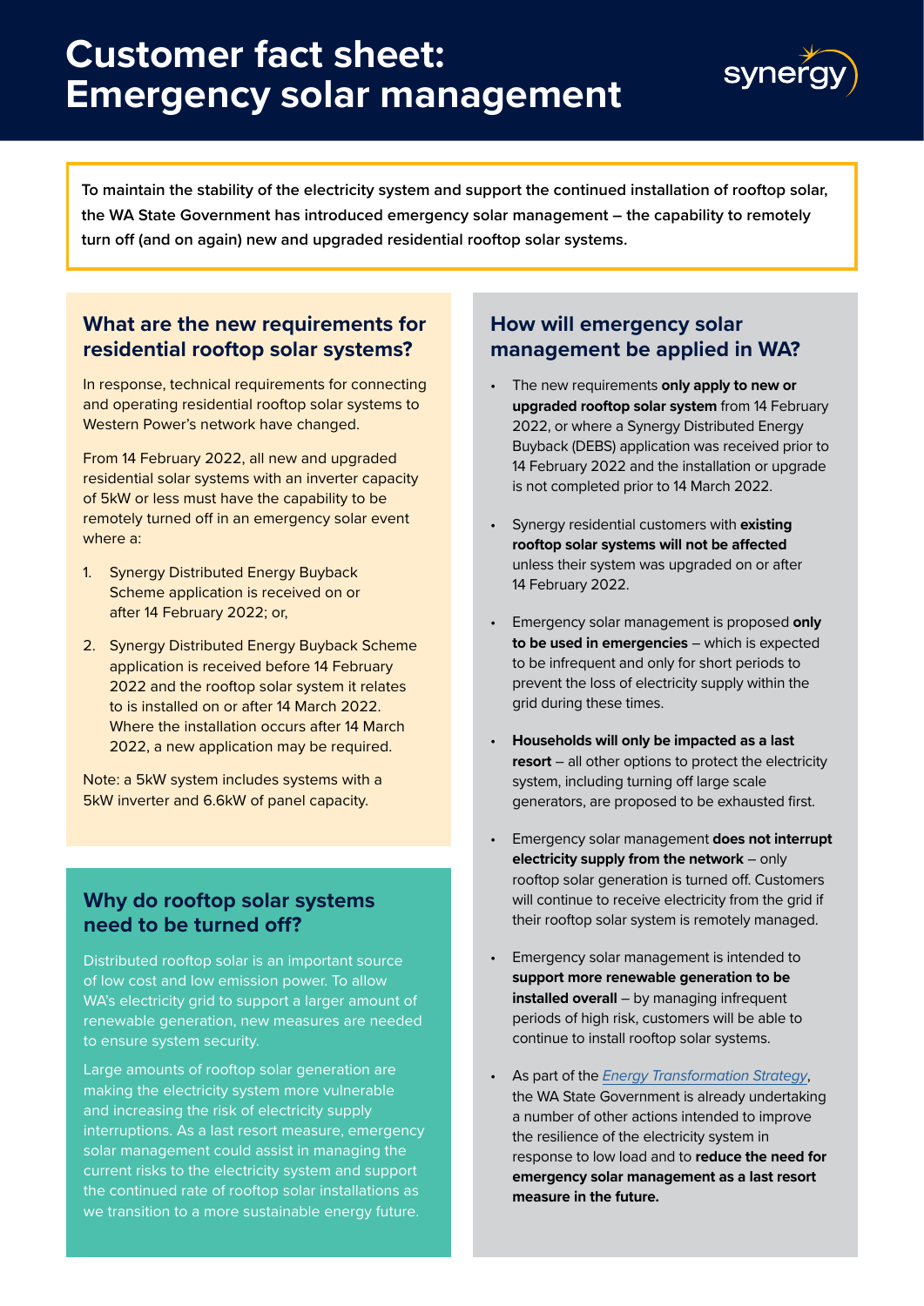# Customer fact sheet: Emergency solar management

**To maintain the stability of the electricity system and support the continued installation of rooftop solar, the WA State Government has introduced emergency solar management – the capability to remotely turn off (and on again) new and upgraded residential rooftop solar systems.**

## What are the new requirements for residential rooftop solar systems?

In response, technical requirements for connecting and operating residential rooftop solar systems to Western Power's network have changed.

From 14 February 2022, all new and upgraded residential solar systems with an inverter capacity of 5kW or less must have the capability to be remotely turned off in an emergency solar event where a:

1. Synergy Distributed Energy Buyback Scheme application is received on or after 14 February 2022; or,
2. Synergy Distributed Energy Buyback Scheme application is received before 14 February 2022 and the rooftop solar system it relates to is installed on or after 14 March 2022. Where the installation occurs after 14 March 2022, a new application may be required.

Note: a 5kW system includes systems with a 5kW inverter and 6.6kW of panel capacity.

## Why do rooftop solar systems need to be turned off?

Distributed rooftop solar is an important source of low cost and low emission power. To allow WA's electricity grid to support a larger amount of renewable generation, new measures are needed to ensure system security.

Large amounts of rooftop solar generation are making the electricity system more vulnerable and increasing the risk of electricity supply interruptions. As a last resort measure, emergency solar management could assist in managing the current risks to the electricity system and support the continued rate of rooftop solar installations as we transition to a more sustainable energy future.

## How will emergency solar management be applied in WA?

- The new requirements **only apply to new or upgraded rooftop solar system** from 14 February 2022, or where a Synergy Distributed Energy Buyback (DEBS) application was received prior to 14 February 2022 and the installation or upgrade is not completed prior to 14 March 2022.
- Synergy residential customers with **existing rooftop solar systems will not be affected** unless their system was upgraded on or after 14 February 2022.
- Emergency solar management is proposed **only to be used in emergencies** – which is expected to be infrequent and only for short periods to prevent the loss of electricity supply within the grid during these times.
- **Households will only be impacted as a last resort** – all other options to protect the electricity system, including turning off large scale generators, are proposed to be exhausted first.
- Emergency solar management **does not interrupt electricity supply from the network** – only rooftop solar generation is turned off. Customers will continue to receive electricity from the grid if their rooftop solar system is remotely managed.
- Emergency solar management is intended to **support more renewable generation to be installed overall** – by managing infrequent periods of high risk, customers will be able to continue to install rooftop solar systems.
- As part of the *Energy Transformation Strategy*, the WA State Government is already undertaking a number of other actions intended to improve the resilience of the electricity system in response to low load and to **reduce the need for emergency solar management as a last resort measure in the future.**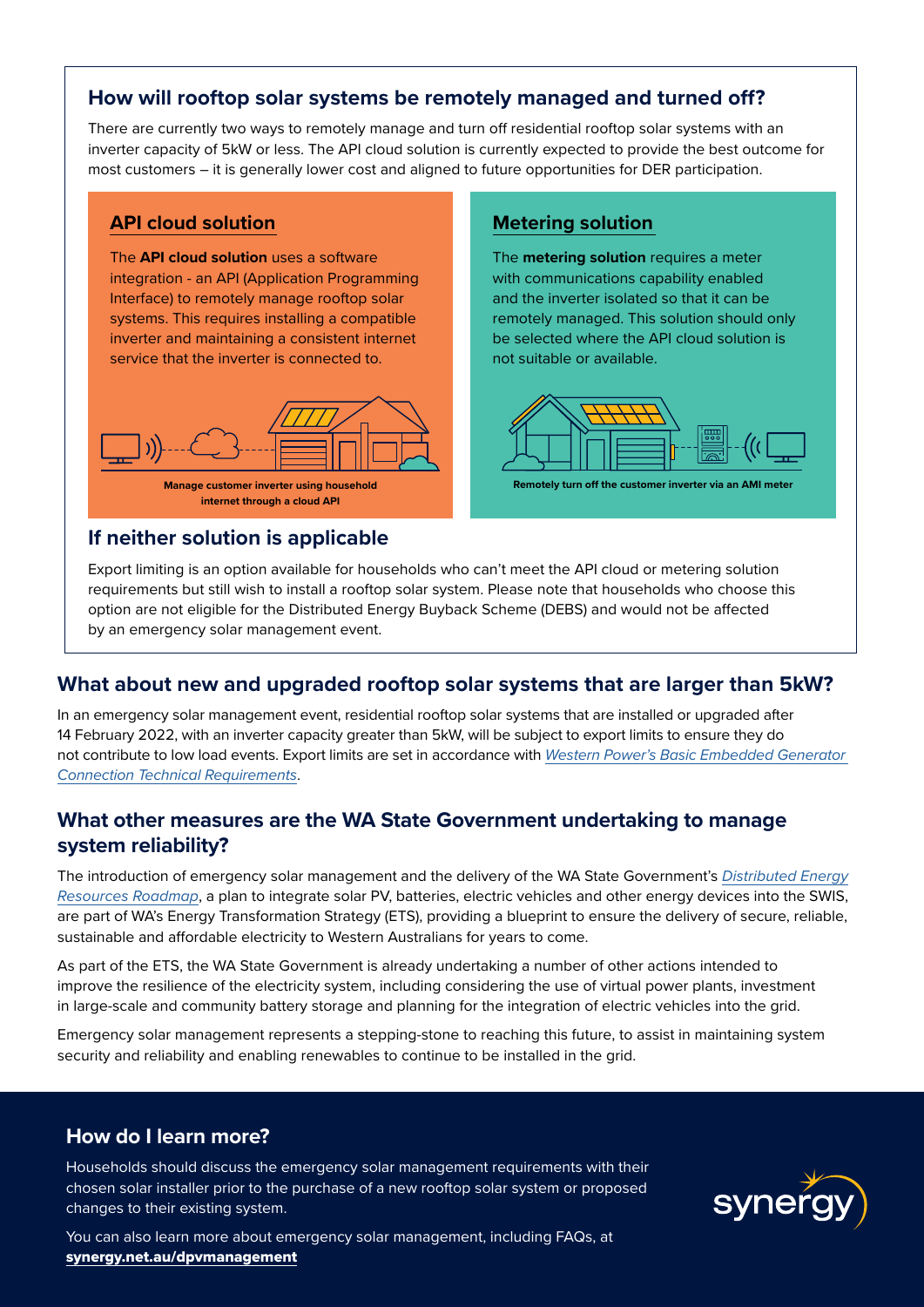## How will rooftop solar systems be remotely managed and turned off?

There are currently two ways to remotely manage and turn off residential rooftop solar systems with an inverter capacity of 5kW or less. The API cloud solution is currently expected to provide the best outcome for most customers – it is generally lower cost and aligned to future opportunities for DER participation.

### API cloud solution

The **API cloud solution** uses a software integration - an API (Application Programming Interface) to remotely manage rooftop solar systems. This requires installing a compatible inverter and maintaining a consistent internet service that the inverter is connected to.

**Manage customer inverter using household internet through a cloud API**

### Metering solution

The **metering solution** requires a meter with communications capability enabled and the inverter isolated so that it can be remotely managed. This solution should only be selected where the API cloud solution is not suitable or available.

**Remotely turn off the customer inverter via an AMI meter**

### If neither solution is applicable

Export limiting is an option available for households who can't meet the API cloud or metering solution requirements but still wish to install a rooftop solar system. Please note that households who choose this option are not eligible for the Distributed Energy Buyback Scheme (DEBS) and would not be affected by an emergency solar management event.

## What about new and upgraded rooftop solar systems that are larger than 5kW?

In an emergency solar management event, residential rooftop solar systems that are installed or upgraded after 14 February 2022, with an inverter capacity greater than 5kW, will be subject to export limits to ensure they do not contribute to low load events. Export limits are set in accordance with *Western Power's Basic Embedded Generator Connection Technical Requirements*.

## What other measures are the WA State Government undertaking to manage system reliability?

The introduction of emergency solar management and the delivery of the WA State Government's *Distributed Energy Resources Roadmap*, a plan to integrate solar PV, batteries, electric vehicles and other energy devices into the SWIS, are part of WA's Energy Transformation Strategy (ETS), providing a blueprint to ensure the delivery of secure, reliable, sustainable and affordable electricity to Western Australians for years to come.

As part of the ETS, the WA State Government is already undertaking a number of other actions intended to improve the resilience of the electricity system, including considering the use of virtual power plants, investment in large-scale and community battery storage and planning for the integration of electric vehicles into the grid.

Emergency solar management represents a stepping-stone to reaching this future, to assist in maintaining system security and reliability and enabling renewables to continue to be installed in the grid.

## How do I learn more?

Households should discuss the emergency solar management requirements with their chosen solar installer prior to the purchase of a new rooftop solar system or proposed changes to their existing system.

You can also learn more about emergency solar management, including FAQs, at **synergy.net.au/dpvmanagement**

synergy